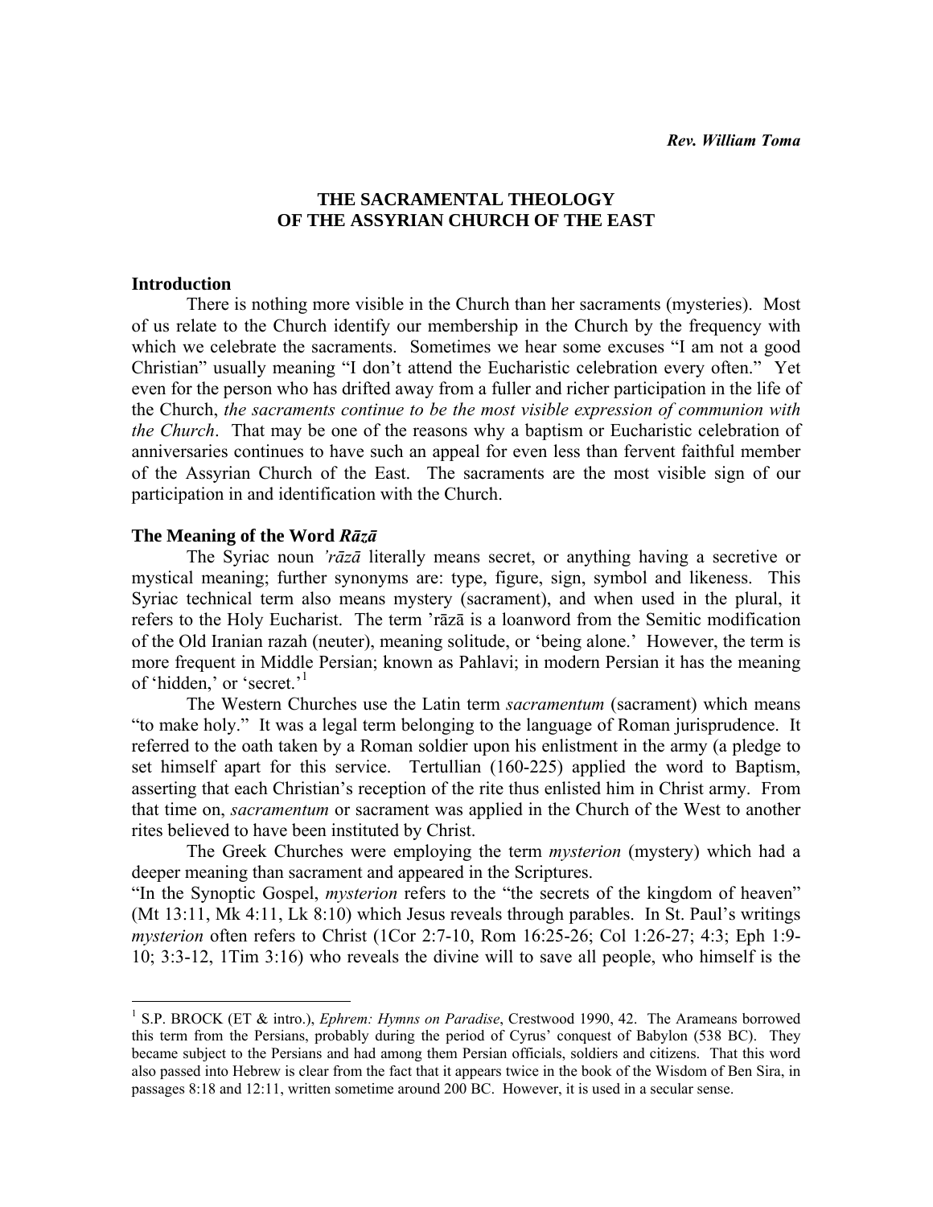*Rev. William Toma*

# THE SACRAMENTAL THEOLOGY OF THE ASSYRIAN CHURCH OF THE EAST

## Introduction

There is nothing more visible in the Church than her sacraments (mysteries). Most of us relate to the Church identify our membership in the Church by the frequency with which we celebrate the sacraments. Sometimes we hear some excuses "I am not a good Christian" usually meaning "I don't attend the Eucharistic celebration every often." Yet even for the person who has drifted away from a fuller and richer participation in the life of the Church, *the sacraments continue to be the most visible expression of communion with the Church*. That may be one of the reasons why a baptism or Eucharistic celebration of anniversaries continues to have such an appeal for even less than fervent faithful member of the Assyrian Church of the East. The sacraments are the most visible sign of our participation in and identification with the Church.

## The Meaning of the Word *Rāzā*

The Syriac noun *'rāzā* literally means secret, or anything having a secretive or mystical meaning; further synonyms are: type, figure, sign, symbol and likeness. This Syriac technical term also means mystery (sacrament), and when used in the plural, it refers to the Holy Eucharist. The term 'rāzā is a loanword from the Semitic modification of the Old Iranian razah (neuter), meaning solitude, or 'being alone.' However, the term is more frequent in Middle Persian; known as Pahlavi; in modern Persian it has the meaning of 'hidden,' or 'secret.'[1]

The Western Churches use the Latin term *sacramentum* (sacrament) which means "to make holy." It was a legal term belonging to the language of Roman jurisprudence. It referred to the oath taken by a Roman soldier upon his enlistment in the army (a pledge to set himself apart for this service. Tertullian (160-225) applied the word to Baptism, asserting that each Christian's reception of the rite thus enlisted him in Christ army. From that time on, *sacramentum* or sacrament was applied in the Church of the West to another rites believed to have been instituted by Christ.

The Greek Churches were employing the term *mysterion* (mystery) which had a deeper meaning than sacrament and appeared in the Scriptures.

"In the Synoptic Gospel, *mysterion* refers to the "the secrets of the kingdom of heaven" (Mt 13:11, Mk 4:11, Lk 8:10) which Jesus reveals through parables. In St. Paul's writings *mysterion* often refers to Christ (1Cor 2:7-10, Rom 16:25-26; Col 1:26-27; 4:3; Eph 1:9-10; 3:3-12, 1Tim 3:16) who reveals the divine will to save all people, who himself is the

---

[1] S.P. BROCK (ET & intro.), *Ephrem: Hymns on Paradise*, Crestwood 1990, 42. The Arameans borrowed this term from the Persians, probably during the period of Cyrus' conquest of Babylon (538 BC). They became subject to the Persians and had among them Persian officials, soldiers and citizens. That this word also passed into Hebrew is clear from the fact that it appears twice in the book of the Wisdom of Ben Sira, in passages 8:18 and 12:11, written sometime around 200 BC. However, it is used in a secular sense.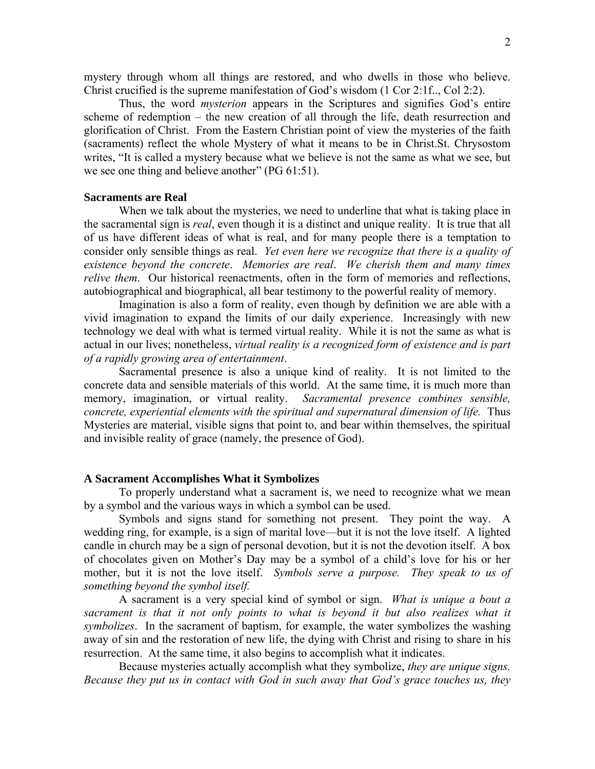mystery through whom all things are restored, and who dwells in those who believe. Christ crucified is the supreme manifestation of God's wisdom (1 Cor 2:1f.., Col 2:2).

Thus, the word *mysterion* appears in the Scriptures and signifies God's entire scheme of redemption – the new creation of all through the life, death resurrection and glorification of Christ. From the Eastern Christian point of view the mysteries of the faith (sacraments) reflect the whole Mystery of what it means to be in Christ.St. Chrysostom writes, "It is called a mystery because what we believe is not the same as what we see, but we see one thing and believe another" (PG 61:51).

**Sacraments are Real**

When we talk about the mysteries, we need to underline that what is taking place in the sacramental sign is *real*, even though it is a distinct and unique reality. It is true that all of us have different ideas of what is real, and for many people there is a temptation to consider only sensible things as real. *Yet even here we recognize that there is a quality of existence beyond the concrete*. *Memories are real*. *We cherish them and many times relive them*. Our historical reenactments, often in the form of memories and reflections, autobiographical and biographical, all bear testimony to the powerful reality of memory.

Imagination is also a form of reality, even though by definition we are able with a vivid imagination to expand the limits of our daily experience. Increasingly with new technology we deal with what is termed virtual reality. While it is not the same as what is actual in our lives; nonetheless, *virtual reality is a recognized form of existence and is part of a rapidly growing area of entertainment*.

Sacramental presence is also a unique kind of reality. It is not limited to the concrete data and sensible materials of this world. At the same time, it is much more than memory, imagination, or virtual reality. *Sacramental presence combines sensible, concrete, experiential elements with the spiritual and supernatural dimension of life.* Thus Mysteries are material, visible signs that point to, and bear within themselves, the spiritual and invisible reality of grace (namely, the presence of God).

**A Sacrament Accomplishes What it Symbolizes**

To properly understand what a sacrament is, we need to recognize what we mean by a symbol and the various ways in which a symbol can be used.

Symbols and signs stand for something not present. They point the way. A wedding ring, for example, is a sign of marital love—but it is not the love itself. A lighted candle in church may be a sign of personal devotion, but it is not the devotion itself. A box of chocolates given on Mother's Day may be a symbol of a child's love for his or her mother, but it is not the love itself. *Symbols serve a purpose. They speak to us of something beyond the symbol itself.*

A sacrament is a very special kind of symbol or sign. *What is unique a bout a sacrament is that it not only points to what is beyond it but also realizes what it symbolizes*. In the sacrament of baptism, for example, the water symbolizes the washing away of sin and the restoration of new life, the dying with Christ and rising to share in his resurrection. At the same time, it also begins to accomplish what it indicates.

Because mysteries actually accomplish what they symbolize, *they are unique signs. Because they put us in contact with God in such away that God's grace touches us, they*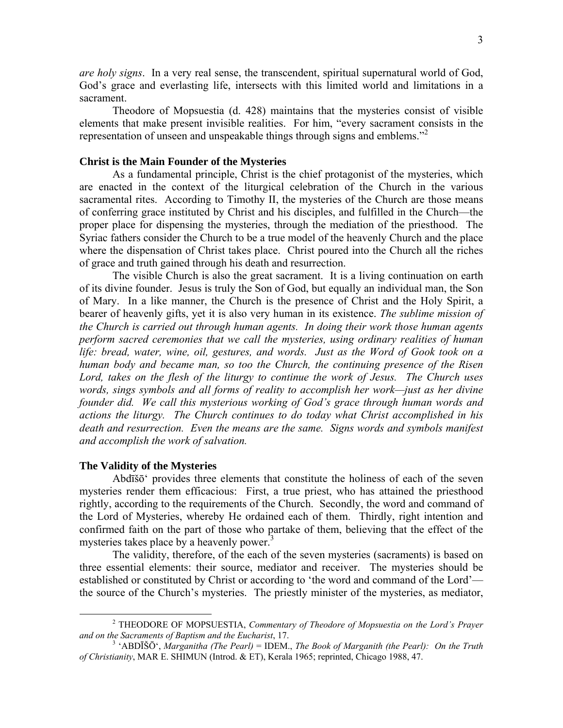*are holy signs*. In a very real sense, the transcendent, spiritual supernatural world of God, God's grace and everlasting life, intersects with this limited world and limitations in a sacrament.

Theodore of Mopsuestia (d. 428) maintains that the mysteries consist of visible elements that make present invisible realities. For him, "every sacrament consists in the representation of unseen and unspeakable things through signs and emblems."[2]

**Christ is the Main Founder of the Mysteries**

As a fundamental principle, Christ is the chief protagonist of the mysteries, which are enacted in the context of the liturgical celebration of the Church in the various sacramental rites. According to Timothy II, the mysteries of the Church are those means of conferring grace instituted by Christ and his disciples, and fulfilled in the Church—the proper place for dispensing the mysteries, through the mediation of the priesthood. The Syriac fathers consider the Church to be a true model of the heavenly Church and the place where the dispensation of Christ takes place. Christ poured into the Church all the riches of grace and truth gained through his death and resurrection.

The visible Church is also the great sacrament. It is a living continuation on earth of its divine founder. Jesus is truly the Son of God, but equally an individual man, the Son of Mary. In a like manner, the Church is the presence of Christ and the Holy Spirit, a bearer of heavenly gifts, yet it is also very human in its existence. *The sublime mission of the Church is carried out through human agents. In doing their work those human agents perform sacred ceremonies that we call the mysteries, using ordinary realities of human life: bread, water, wine, oil, gestures, and words. Just as the Word of Gook took on a human body and became man, so too the Church, the continuing presence of the Risen Lord, takes on the flesh of the liturgy to continue the work of Jesus. The Church uses words, sings symbols and all forms of reality to accomplish her work—just as her divine founder did. We call this mysterious working of God's grace through human words and actions the liturgy. The Church continues to do today what Christ accomplished in his death and resurrection. Even the means are the same. Signs words and symbols manifest and accomplish the work of salvation.*

**The Validity of the Mysteries**

Abdīšō' provides three elements that constitute the holiness of each of the seven mysteries render them efficacious: First, a true priest, who has attained the priesthood rightly, according to the requirements of the Church. Secondly, the word and command of the Lord of Mysteries, whereby He ordained each of them. Thirdly, right intention and confirmed faith on the part of those who partake of them, believing that the effect of the mysteries takes place by a heavenly power.[3]

The validity, therefore, of the each of the seven mysteries (sacraments) is based on three essential elements: their source, mediator and receiver. The mysteries should be established or constituted by Christ or according to 'the word and command of the Lord'—the source of the Church's mysteries. The priestly minister of the mysteries, as mediator,

---

[2] THEODORE OF MOPSUESTIA, *Commentary of Theodore of Mopsuestia on the Lord's Prayer and on the Sacraments of Baptism and the Eucharist*, 17.

[3] 'ABDĪŠŌ', *Marganitha (The Pearl)* = IDEM., *The Book of Marganith (the Pearl): On the Truth of Christianity*, MAR E. SHIMUN (Introd. & ET), Kerala 1965; reprinted, Chicago 1988, 47.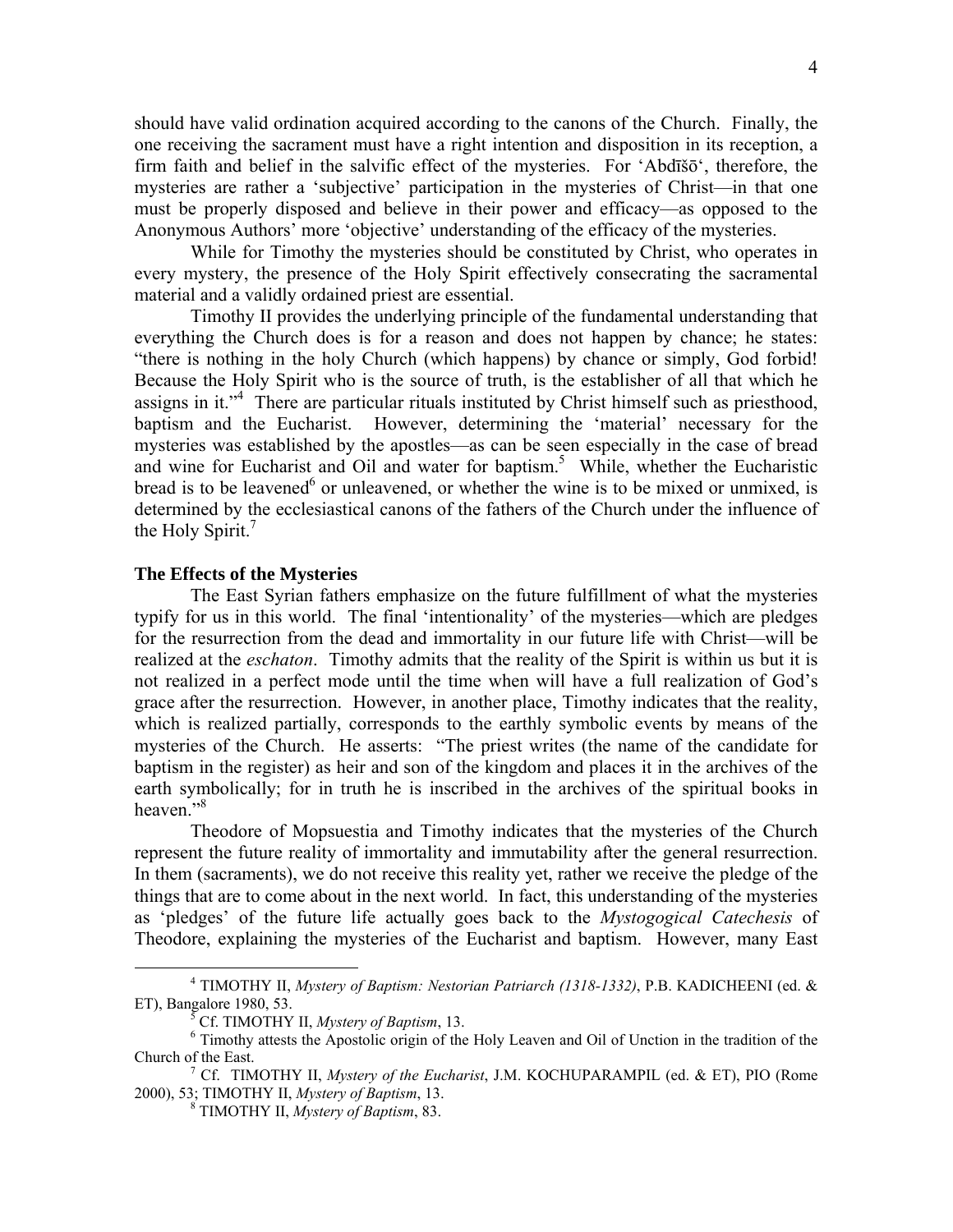should have valid ordination acquired according to the canons of the Church. Finally, the one receiving the sacrament must have a right intention and disposition in its reception, a firm faith and belief in the salvific effect of the mysteries. For 'Abdīšō', therefore, the mysteries are rather a 'subjective' participation in the mysteries of Christ—in that one must be properly disposed and believe in their power and efficacy—as opposed to the Anonymous Authors' more 'objective' understanding of the efficacy of the mysteries.

While for Timothy the mysteries should be constituted by Christ, who operates in every mystery, the presence of the Holy Spirit effectively consecrating the sacramental material and a validly ordained priest are essential.

Timothy II provides the underlying principle of the fundamental understanding that everything the Church does is for a reason and does not happen by chance; he states: "there is nothing in the holy Church (which happens) by chance or simply, God forbid! Because the Holy Spirit who is the source of truth, is the establisher of all that which he assigns in it."[4] There are particular rituals instituted by Christ himself such as priesthood, baptism and the Eucharist. However, determining the 'material' necessary for the mysteries was established by the apostles—as can be seen especially in the case of bread and wine for Eucharist and Oil and water for baptism.[5] While, whether the Eucharistic bread is to be leavened[6] or unleavened, or whether the wine is to be mixed or unmixed, is determined by the ecclesiastical canons of the fathers of the Church under the influence of the Holy Spirit.[7]

### The Effects of the Mysteries

The East Syrian fathers emphasize on the future fulfillment of what the mysteries typify for us in this world. The final 'intentionality' of the mysteries—which are pledges for the resurrection from the dead and immortality in our future life with Christ—will be realized at the *eschaton*. Timothy admits that the reality of the Spirit is within us but it is not realized in a perfect mode until the time when will have a full realization of God's grace after the resurrection. However, in another place, Timothy indicates that the reality, which is realized partially, corresponds to the earthly symbolic events by means of the mysteries of the Church. He asserts: "The priest writes (the name of the candidate for baptism in the register) as heir and son of the kingdom and places it in the archives of the earth symbolically; for in truth he is inscribed in the archives of the spiritual books in heaven."[8]

Theodore of Mopsuestia and Timothy indicates that the mysteries of the Church represent the future reality of immortality and immutability after the general resurrection. In them (sacraments), we do not receive this reality yet, rather we receive the pledge of the things that are to come about in the next world. In fact, this understanding of the mysteries as 'pledges' of the future life actually goes back to the *Mystogogical Catechesis* of Theodore, explaining the mysteries of the Eucharist and baptism. However, many East

---

[4] TIMOTHY II, *Mystery of Baptism: Nestorian Patriarch (1318-1332)*, P.B. KADICHEENI (ed. & ET), Bangalore 1980, 53.

[5] Cf. TIMOTHY II, *Mystery of Baptism*, 13.

[6] Timothy attests the Apostolic origin of the Holy Leaven and Oil of Unction in the tradition of the Church of the East.

[7] Cf. TIMOTHY II, *Mystery of the Eucharist*, J.M. KOCHUPARAMPIL (ed. & ET), PIO (Rome 2000), 53; TIMOTHY II, *Mystery of Baptism*, 13.

[8] TIMOTHY II, *Mystery of Baptism*, 83.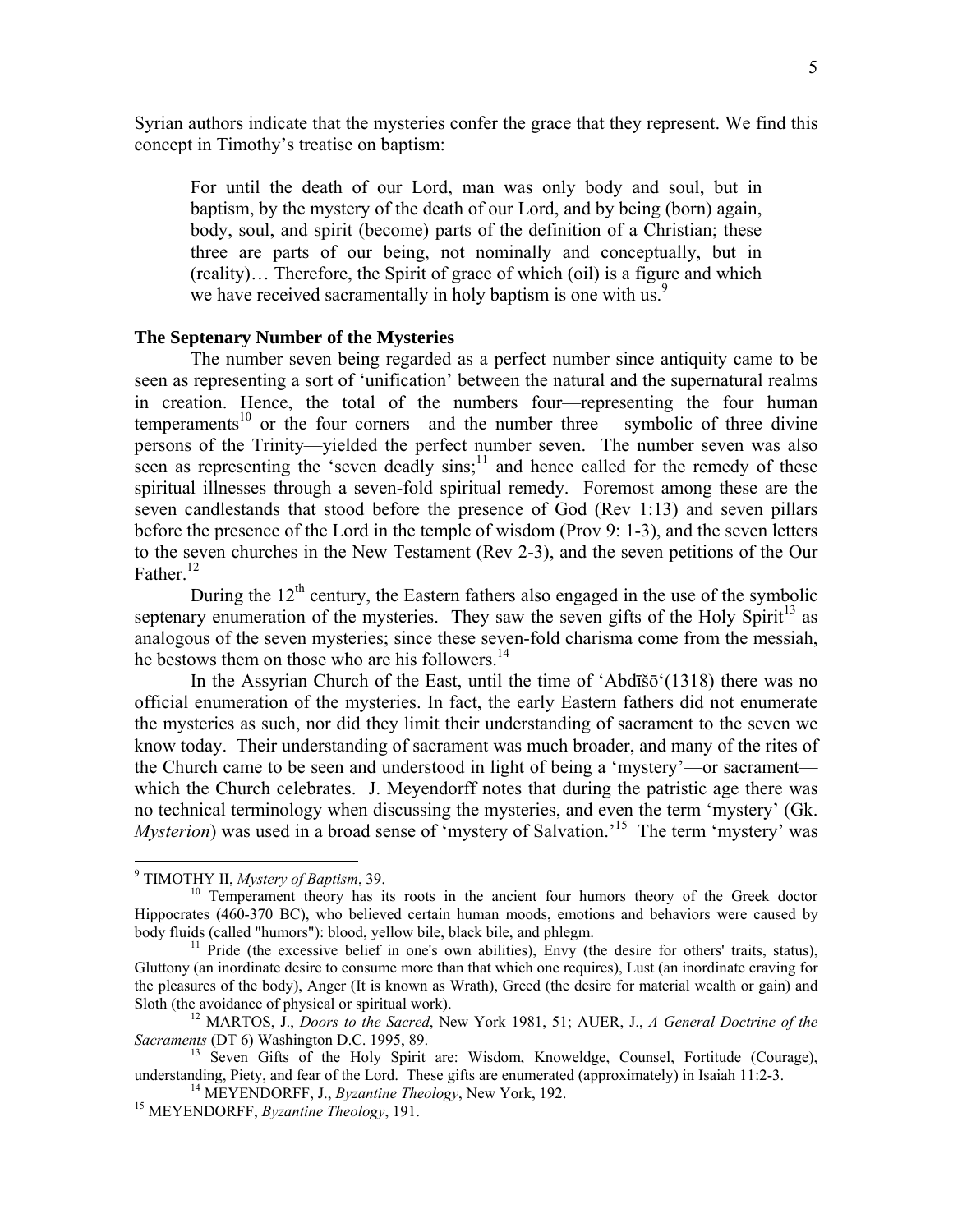Syrian authors indicate that the mysteries confer the grace that they represent. We find this concept in Timothy's treatise on baptism:

> For until the death of our Lord, man was only body and soul, but in baptism, by the mystery of the death of our Lord, and by being (born) again, body, soul, and spirit (become) parts of the definition of a Christian; these three are parts of our being, not nominally and conceptually, but in (reality)… Therefore, the Spirit of grace of which (oil) is a figure and which we have received sacramentally in holy baptism is one with us.[9]

### The Septenary Number of the Mysteries

The number seven being regarded as a perfect number since antiquity came to be seen as representing a sort of 'unification' between the natural and the supernatural realms in creation. Hence, the total of the numbers four—representing the four human temperaments[10] or the four corners—and the number three – symbolic of three divine persons of the Trinity—yielded the perfect number seven. The number seven was also seen as representing the 'seven deadly sins;[11] and hence called for the remedy of these spiritual illnesses through a seven-fold spiritual remedy. Foremost among these are the seven candlestands that stood before the presence of God (Rev 1:13) and seven pillars before the presence of the Lord in the temple of wisdom (Prov 9: 1-3), and the seven letters to the seven churches in the New Testament (Rev 2-3), and the seven petitions of the Our Father.[12]

During the 12th century, the Eastern fathers also engaged in the use of the symbolic septenary enumeration of the mysteries. They saw the seven gifts of the Holy Spirit[13] as analogous of the seven mysteries; since these seven-fold charisma come from the messiah, he bestows them on those who are his followers.[14]

In the Assyrian Church of the East, until the time of 'Abdīšō'(1318) there was no official enumeration of the mysteries. In fact, the early Eastern fathers did not enumerate the mysteries as such, nor did they limit their understanding of sacrament to the seven we know today. Their understanding of sacrament was much broader, and many of the rites of the Church came to be seen and understood in light of being a 'mystery'—or sacrament—which the Church celebrates. J. Meyendorff notes that during the patristic age there was no technical terminology when discussing the mysteries, and even the term 'mystery' (Gk. *Mysterion*) was used in a broad sense of 'mystery of Salvation.'[15] The term 'mystery' was

---

[9] TIMOTHY II, *Mystery of Baptism*, 39.

[10] Temperament theory has its roots in the ancient four humors theory of the Greek doctor Hippocrates (460-370 BC), who believed certain human moods, emotions and behaviors were caused by body fluids (called "humors"): blood, yellow bile, black bile, and phlegm.

[11] Pride (the excessive belief in one's own abilities), Envy (the desire for others' traits, status), Gluttony (an inordinate desire to consume more than that which one requires), Lust (an inordinate craving for the pleasures of the body), Anger (It is known as Wrath), Greed (the desire for material wealth or gain) and Sloth (the avoidance of physical or spiritual work).

[12] MARTOS, J., *Doors to the Sacred*, New York 1981, 51; AUER, J., *A General Doctrine of the Sacraments* (DT 6) Washington D.C. 1995, 89.

[13] Seven Gifts of the Holy Spirit are: Wisdom, Knoweldge, Counsel, Fortitude (Courage), understanding, Piety, and fear of the Lord. These gifts are enumerated (approximately) in Isaiah 11:2-3.

[14] MEYENDORFF, J., *Byzantine Theology*, New York, 192.

[15] MEYENDORFF, *Byzantine Theology*, 191.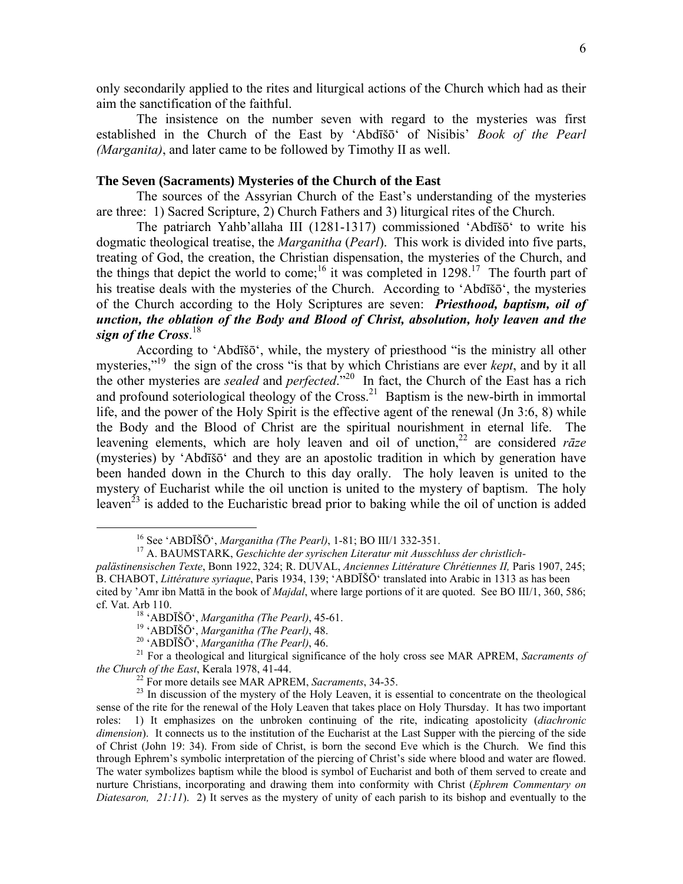only secondarily applied to the rites and liturgical actions of the Church which had as their aim the sanctification of the faithful.

The insistence on the number seven with regard to the mysteries was first established in the Church of the East by 'Abdīšō' of Nisibis' *Book of the Pearl (Marganita)*, and later came to be followed by Timothy II as well.

**The Seven (Sacraments) Mysteries of the Church of the East**

The sources of the Assyrian Church of the East's understanding of the mysteries are three: 1) Sacred Scripture, 2) Church Fathers and 3) liturgical rites of the Church.

The patriarch Yahb'allaha III (1281-1317) commissioned 'Abdīšō' to write his dogmatic theological treatise, the *Marganitha* (*Pearl*). This work is divided into five parts, treating of God, the creation, the Christian dispensation, the mysteries of the Church, and the things that depict the world to come;[16] it was completed in 1298.[17] The fourth part of his treatise deals with the mysteries of the Church. According to 'Abdīšō', the mysteries of the Church according to the Holy Scriptures are seven: ***Priesthood, baptism, oil of unction, the oblation of the Body and Blood of Christ, absolution, holy leaven and the sign of the Cross***.[18]

According to 'Abdīšō', while, the mystery of priesthood "is the ministry all other mysteries,"[19] the sign of the cross "is that by which Christians are ever *kept*, and by it all the other mysteries are *sealed* and *perfected*."[20] In fact, the Church of the East has a rich and profound soteriological theology of the Cross.[21] Baptism is the new-birth in immortal life, and the power of the Holy Spirit is the effective agent of the renewal (Jn 3:6, 8) while the Body and the Blood of Christ are the spiritual nourishment in eternal life. The leavening elements, which are holy leaven and oil of unction,[22] are considered *rāze* (mysteries) by 'Abdīšō' and they are an apostolic tradition in which by generation have been handed down in the Church to this day orally. The holy leaven is united to the mystery of Eucharist while the oil unction is united to the mystery of baptism. The holy leaven[23] is added to the Eucharistic bread prior to baking while the oil of unction is added

---

[16] See 'ABDĪŠŌ', *Marganitha (The Pearl)*, 1-81; BO III/1 332-351.

[17] A. BAUMSTARK, *Geschichte der syrischen Literatur mit Ausschluss der christlich-palästinensischen Texte*, Bonn 1922, 324; R. DUVAL, *Anciennes Littérature Chrétiennes II,* Paris 1907, 245; B. CHABOT, *Littérature syriaque*, Paris 1934, 139; 'ABDĪŠŌ' translated into Arabic in 1313 as has been cited by 'Amr ibn Mattā in the book of *Majdal*, where large portions of it are quoted. See BO III/1, 360, 586; cf. Vat. Arb 110.

[18] 'ABDĪŠŌ', *Marganitha (The Pearl)*, 45-61.

[19] 'ABDĪŠŌ', *Marganitha (The Pearl)*, 48.

[20] 'ABDĪŠŌ', *Marganitha (The Pearl)*, 46.

[21] For a theological and liturgical significance of the holy cross see MAR APREM, *Sacraments of the Church of the East*, Kerala 1978, 41-44.

[22] For more details see MAR APREM, *Sacraments*, 34-35.

[23] In discussion of the mystery of the Holy Leaven, it is essential to concentrate on the theological sense of the rite for the renewal of the Holy Leaven that takes place on Holy Thursday. It has two important roles: 1) It emphasizes on the unbroken continuing of the rite, indicating apostolicity (*diachronic dimension*). It connects us to the institution of the Eucharist at the Last Supper with the piercing of the side of Christ (John 19: 34). From side of Christ, is born the second Eve which is the Church. We find this through Ephrem's symbolic interpretation of the piercing of Christ's side where blood and water are flowed. The water symbolizes baptism while the blood is symbol of Eucharist and both of them served to create and nurture Christians, incorporating and drawing them into conformity with Christ (*Ephrem Commentary on Diatesaron, 21:11*). 2) It serves as the mystery of unity of each parish to its bishop and eventually to the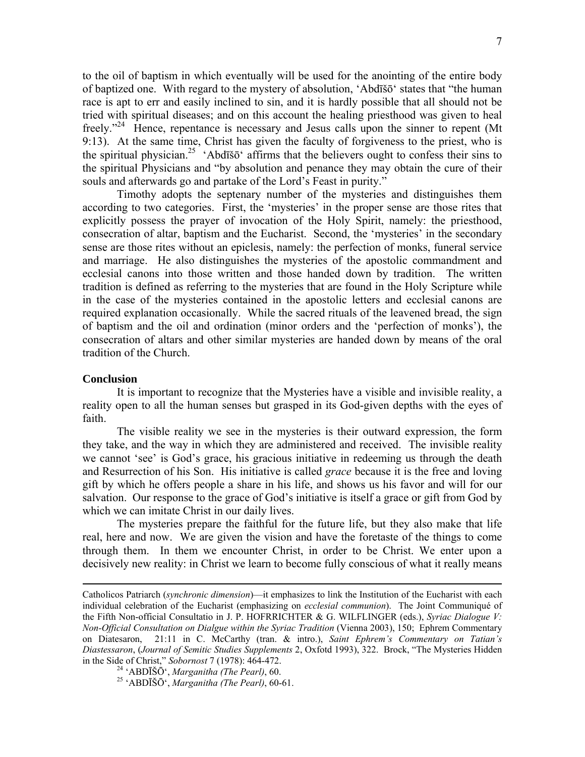to the oil of baptism in which eventually will be used for the anointing of the entire body of baptized one. With regard to the mystery of absolution, 'Abdīšō' states that "the human race is apt to err and easily inclined to sin, and it is hardly possible that all should not be tried with spiritual diseases; and on this account the healing priesthood was given to heal freely."[24] Hence, repentance is necessary and Jesus calls upon the sinner to repent (Mt 9:13). At the same time, Christ has given the faculty of forgiveness to the priest, who is the spiritual physician.[25] 'Abdīšō' affirms that the believers ought to confess their sins to the spiritual Physicians and "by absolution and penance they may obtain the cure of their souls and afterwards go and partake of the Lord's Feast in purity."

Timothy adopts the septenary number of the mysteries and distinguishes them according to two categories. First, the 'mysteries' in the proper sense are those rites that explicitly possess the prayer of invocation of the Holy Spirit, namely: the priesthood, consecration of altar, baptism and the Eucharist. Second, the 'mysteries' in the secondary sense are those rites without an epiclesis, namely: the perfection of monks, funeral service and marriage. He also distinguishes the mysteries of the apostolic commandment and ecclesial canons into those written and those handed down by tradition. The written tradition is defined as referring to the mysteries that are found in the Holy Scripture while in the case of the mysteries contained in the apostolic letters and ecclesial canons are required explanation occasionally. While the sacred rituals of the leavened bread, the sign of baptism and the oil and ordination (minor orders and the 'perfection of monks'), the consecration of altars and other similar mysteries are handed down by means of the oral tradition of the Church.

**Conclusion**

It is important to recognize that the Mysteries have a visible and invisible reality, a reality open to all the human senses but grasped in its God-given depths with the eyes of faith.

The visible reality we see in the mysteries is their outward expression, the form they take, and the way in which they are administered and received. The invisible reality we cannot 'see' is God's grace, his gracious initiative in redeeming us through the death and Resurrection of his Son. His initiative is called *grace* because it is the free and loving gift by which he offers people a share in his life, and shows us his favor and will for our salvation. Our response to the grace of God's initiative is itself a grace or gift from God by which we can imitate Christ in our daily lives.

The mysteries prepare the faithful for the future life, but they also make that life real, here and now. We are given the vision and have the foretaste of the things to come through them. In them we encounter Christ, in order to be Christ. We enter upon a decisively new reality: in Christ we learn to become fully conscious of what it really means

---

Catholicos Patriarch (*synchronic dimension*)—it emphasizes to link the Institution of the Eucharist with each individual celebration of the Eucharist (emphasizing on *ecclesial communion*). The Joint Communiqué of the Fifth Non-official Consultatio in J. P. HOFRRICHTER & G. WILFLINGER (eds.), *Syriac Dialogue V: Non-Official Consultation on Dialgue within the Syriac Tradition* (Vienna 2003), 150; Ephrem Commentary on Diatesaron, 21:11 in C. McCarthy (tran. & intro.), *Saint Ephrem's Commentary on Tatian's Diastessaron*, (*Journal of Semitic Studies Supplements* 2, Oxfotd 1993), 322. Brock, "The Mysteries Hidden in the Side of Christ," *Sobornost* 7 (1978): 464-472.

[24] 'ABDĪŠŌ', *Marganitha (The Pearl)*, 60.

[25] 'ABDĪŠŌ', *Marganitha (The Pearl)*, 60-61.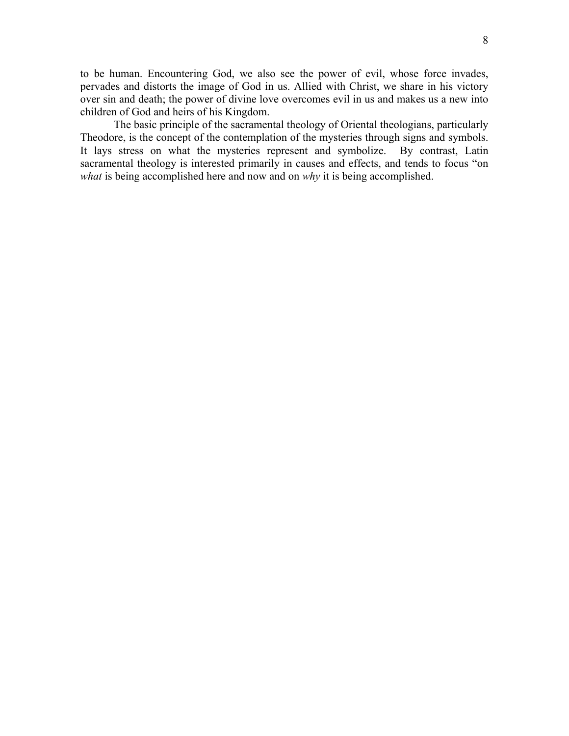to be human. Encountering God, we also see the power of evil, whose force invades, pervades and distorts the image of God in us. Allied with Christ, we share in his victory over sin and death; the power of divine love overcomes evil in us and makes us a new into children of God and heirs of his Kingdom.

The basic principle of the sacramental theology of Oriental theologians, particularly Theodore, is the concept of the contemplation of the mysteries through signs and symbols. It lays stress on what the mysteries represent and symbolize. By contrast, Latin sacramental theology is interested primarily in causes and effects, and tends to focus "on *what* is being accomplished here and now and on *why* it is being accomplished.